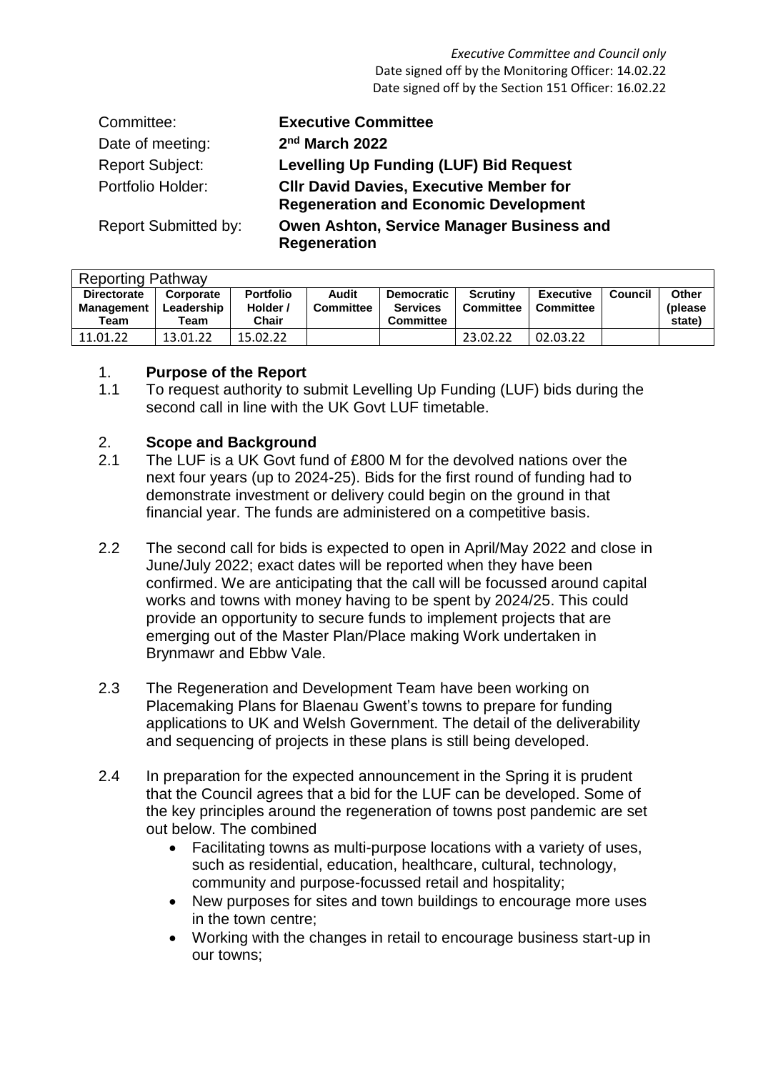*Executive Committee and Council only*
Date signed off by the Monitoring Officer: 14.02.22
Date signed off by the Section 151 Officer: 16.02.22

| | |
|---|---|
| Committee: | **Executive Committee** |
| Date of meeting: | **2nd March 2022** |
| Report Subject: | **Levelling Up Funding (LUF) Bid Request** |
| Portfolio Holder: | **Cllr David Davies, Executive Member for Regeneration and Economic Development** |
| Report Submitted by: | **Owen Ashton, Service Manager Business and Regeneration** |

| Reporting Pathway | | | | | | | | |
|---|---|---|---|---|---|---|---|---|
| **Directorate Management Team** | **Corporate Leadership Team** | **Portfolio Holder / Chair** | **Audit Committee** | **Democratic Services Committee** | **Scrutiny Committee** | **Executive Committee** | **Council** | **Other (please state)** |
| 11.01.22 | 13.01.22 | 15.02.22 | | | 23.02.22 | 02.03.22 | | |

## 1. Purpose of the Report

1.1 To request authority to submit Levelling Up Funding (LUF) bids during the second call in line with the UK Govt LUF timetable.

## 2. Scope and Background

2.1 The LUF is a UK Govt fund of £800 M for the devolved nations over the next four years (up to 2024-25). Bids for the first round of funding had to demonstrate investment or delivery could begin on the ground in that financial year. The funds are administered on a competitive basis.

2.2 The second call for bids is expected to open in April/May 2022 and close in June/July 2022; exact dates will be reported when they have been confirmed. We are anticipating that the call will be focussed around capital works and towns with money having to be spent by 2024/25. This could provide an opportunity to secure funds to implement projects that are emerging out of the Master Plan/Place making Work undertaken in Brynmawr and Ebbw Vale.

2.3 The Regeneration and Development Team have been working on Placemaking Plans for Blaenau Gwent's towns to prepare for funding applications to UK and Welsh Government. The detail of the deliverability and sequencing of projects in these plans is still being developed.

2.4 In preparation for the expected announcement in the Spring it is prudent that the Council agrees that a bid for the LUF can be developed. Some of the key principles around the regeneration of towns post pandemic are set out below. The combined

- Facilitating towns as multi-purpose locations with a variety of uses, such as residential, education, healthcare, cultural, technology, community and purpose-focussed retail and hospitality;
- New purposes for sites and town buildings to encourage more uses in the town centre;
- Working with the changes in retail to encourage business start-up in our towns;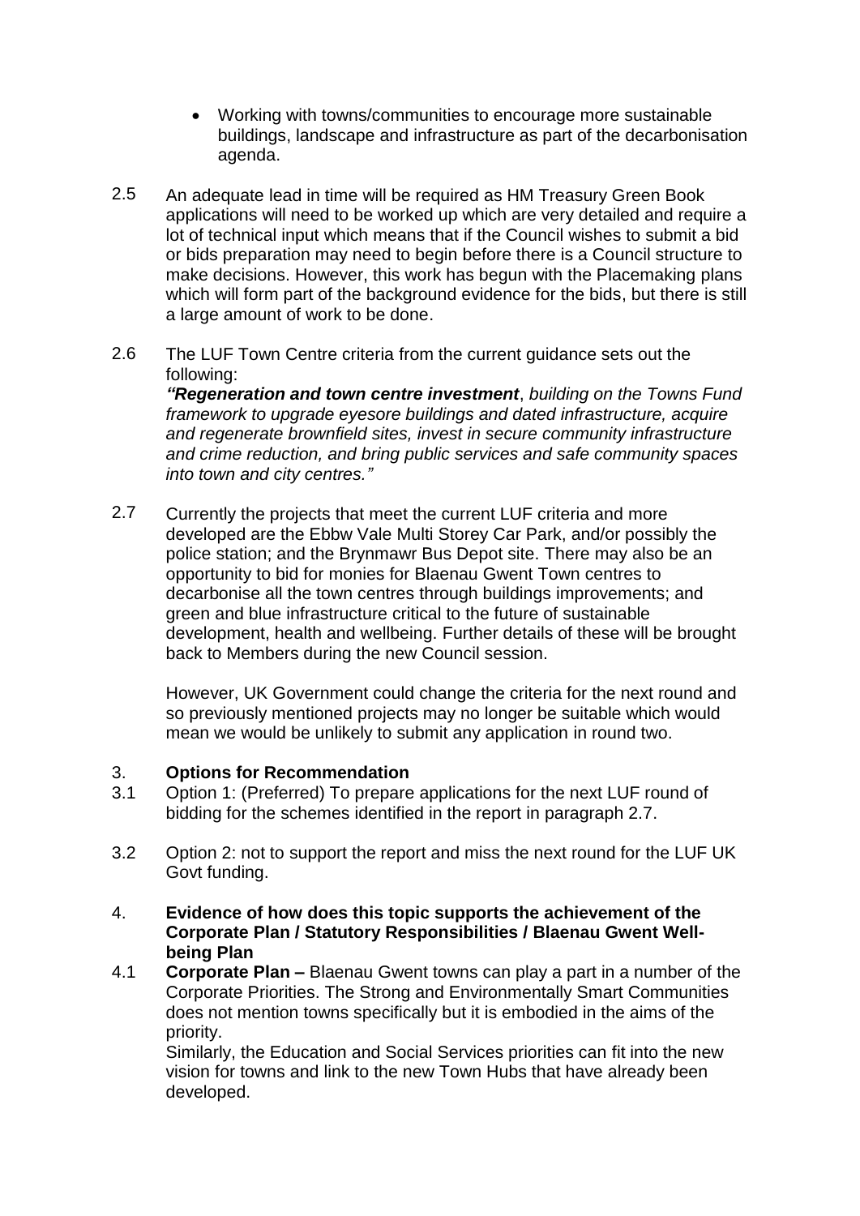- Working with towns/communities to encourage more sustainable buildings, landscape and infrastructure as part of the decarbonisation agenda.

2.5 An adequate lead in time will be required as HM Treasury Green Book applications will need to be worked up which are very detailed and require a lot of technical input which means that if the Council wishes to submit a bid or bids preparation may need to begin before there is a Council structure to make decisions. However, this work has begun with the Placemaking plans which will form part of the background evidence for the bids, but there is still a large amount of work to be done.

2.6 The LUF Town Centre criteria from the current guidance sets out the following:
*“**Regeneration and town centre investment**, building on the Towns Fund framework to upgrade eyesore buildings and dated infrastructure, acquire and regenerate brownfield sites, invest in secure community infrastructure and crime reduction, and bring public services and safe community spaces into town and city centres.”*

2.7 Currently the projects that meet the current LUF criteria and more developed are the Ebbw Vale Multi Storey Car Park, and/or possibly the police station; and the Brynmawr Bus Depot site. There may also be an opportunity to bid for monies for Blaenau Gwent Town centres to decarbonise all the town centres through buildings improvements; and green and blue infrastructure critical to the future of sustainable development, health and wellbeing. Further details of these will be brought back to Members during the new Council session.

However, UK Government could change the criteria for the next round and so previously mentioned projects may no longer be suitable which would mean we would be unlikely to submit any application in round two.

## 3. Options for Recommendation

3.1 Option 1: (Preferred) To prepare applications for the next LUF round of bidding for the schemes identified in the report in paragraph 2.7.

3.2 Option 2: not to support the report and miss the next round for the LUF UK Govt funding.

## 4. Evidence of how does this topic supports the achievement of the Corporate Plan / Statutory Responsibilities / Blaenau Gwent Well-being Plan

4.1 **Corporate Plan –** Blaenau Gwent towns can play a part in a number of the Corporate Priorities. The Strong and Environmentally Smart Communities does not mention towns specifically but it is embodied in the aims of the priority.
Similarly, the Education and Social Services priorities can fit into the new vision for towns and link to the new Town Hubs that have already been developed.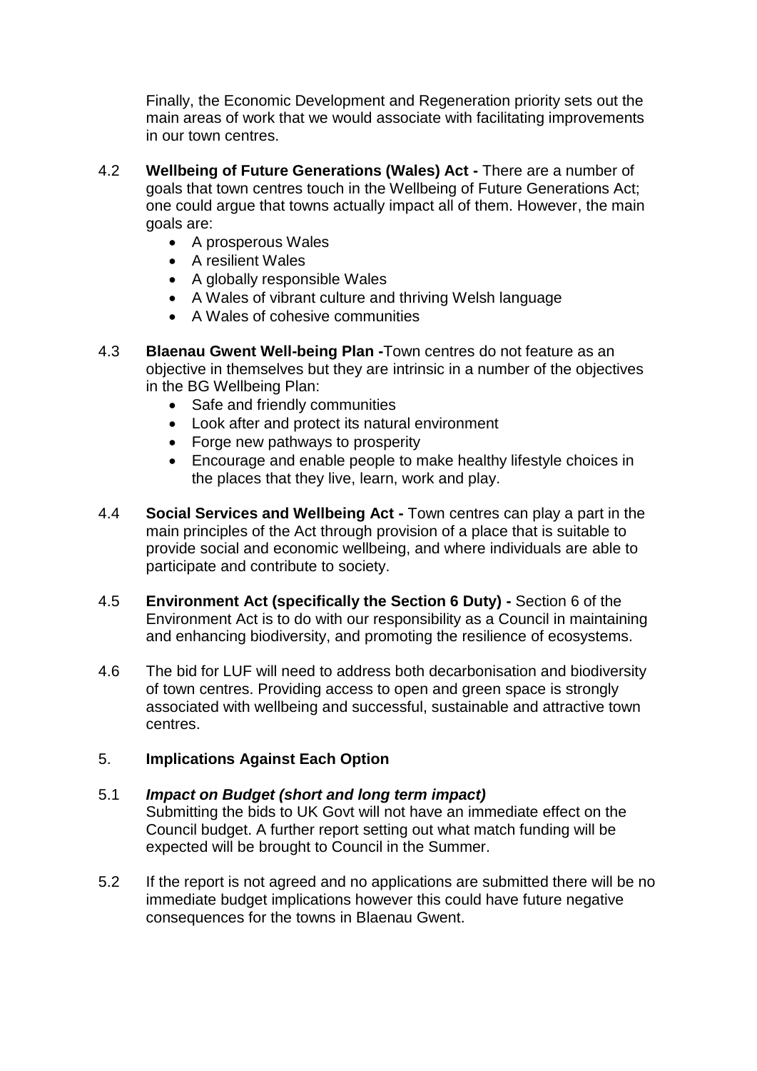Finally, the Economic Development and Regeneration priority sets out the main areas of work that we would associate with facilitating improvements in our town centres.

4.2 **Wellbeing of Future Generations (Wales) Act -** There are a number of goals that town centres touch in the Wellbeing of Future Generations Act; one could argue that towns actually impact all of them. However, the main goals are:

- A prosperous Wales
- A resilient Wales
- A globally responsible Wales
- A Wales of vibrant culture and thriving Welsh language
- A Wales of cohesive communities

4.3 **Blaenau Gwent Well-being Plan -**Town centres do not feature as an objective in themselves but they are intrinsic in a number of the objectives in the BG Wellbeing Plan:

- Safe and friendly communities
- Look after and protect its natural environment
- Forge new pathways to prosperity
- Encourage and enable people to make healthy lifestyle choices in the places that they live, learn, work and play.

4.4 **Social Services and Wellbeing Act -** Town centres can play a part in the main principles of the Act through provision of a place that is suitable to provide social and economic wellbeing, and where individuals are able to participate and contribute to society.

4.5 **Environment Act (specifically the Section 6 Duty) -** Section 6 of the Environment Act is to do with our responsibility as a Council in maintaining and enhancing biodiversity, and promoting the resilience of ecosystems.

4.6 The bid for LUF will need to address both decarbonisation and biodiversity of town centres. Providing access to open and green space is strongly associated with wellbeing and successful, sustainable and attractive town centres.

## 5. **Implications Against Each Option**

5.1 ***Impact on Budget (short and long term impact)***

Submitting the bids to UK Govt will not have an immediate effect on the Council budget. A further report setting out what match funding will be expected will be brought to Council in the Summer.

5.2 If the report is not agreed and no applications are submitted there will be no immediate budget implications however this could have future negative consequences for the towns in Blaenau Gwent.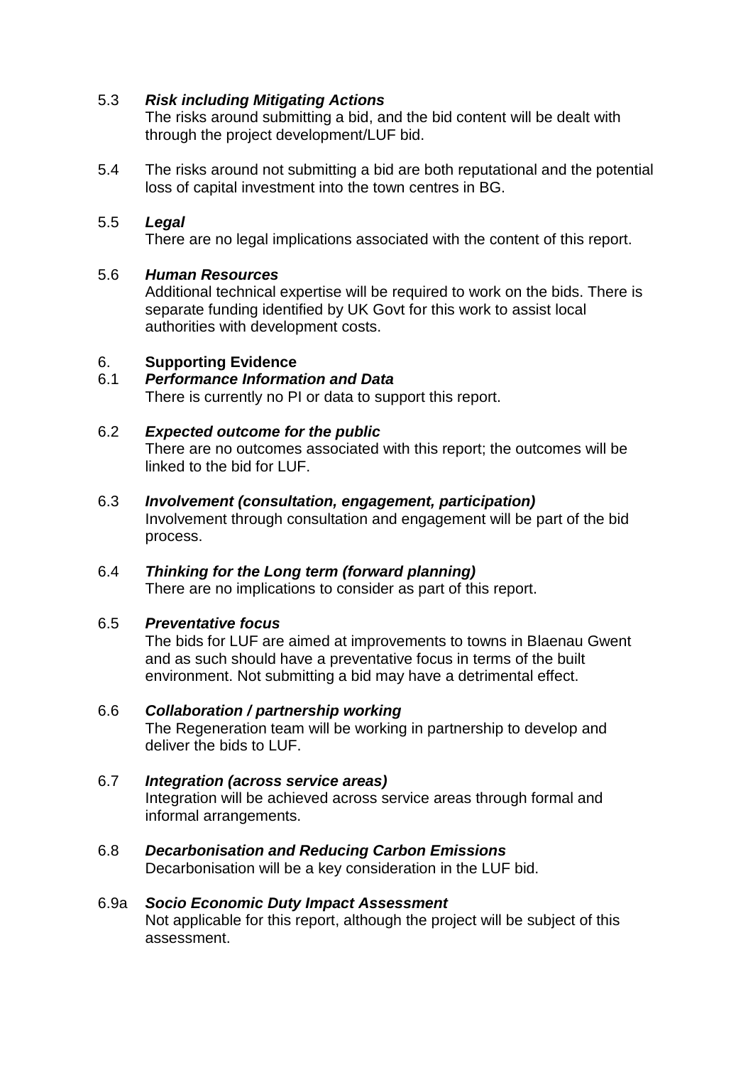5.3 ***Risk including Mitigating Actions***
The risks around submitting a bid, and the bid content will be dealt with through the project development/LUF bid.

5.4 The risks around not submitting a bid are both reputational and the potential loss of capital investment into the town centres in BG.

5.5 ***Legal***
There are no legal implications associated with the content of this report.

5.6 ***Human Resources***
Additional technical expertise will be required to work on the bids. There is separate funding identified by UK Govt for this work to assist local authorities with development costs.

6. **Supporting Evidence**

6.1 ***Performance Information and Data***
There is currently no PI or data to support this report.

6.2 ***Expected outcome for the public***
There are no outcomes associated with this report; the outcomes will be linked to the bid for LUF.

6.3 ***Involvement (consultation, engagement, participation)***
Involvement through consultation and engagement will be part of the bid process.

6.4 ***Thinking for the Long term (forward planning)***
There are no implications to consider as part of this report.

6.5 ***Preventative focus***
The bids for LUF are aimed at improvements to towns in Blaenau Gwent and as such should have a preventative focus in terms of the built environment. Not submitting a bid may have a detrimental effect.

6.6 ***Collaboration / partnership working***
The Regeneration team will be working in partnership to develop and deliver the bids to LUF.

6.7 ***Integration (across service areas)***
Integration will be achieved across service areas through formal and informal arrangements.

6.8 ***Decarbonisation and Reducing Carbon Emissions***
Decarbonisation will be a key consideration in the LUF bid.

6.9a ***Socio Economic Duty Impact Assessment***
Not applicable for this report, although the project will be subject of this assessment.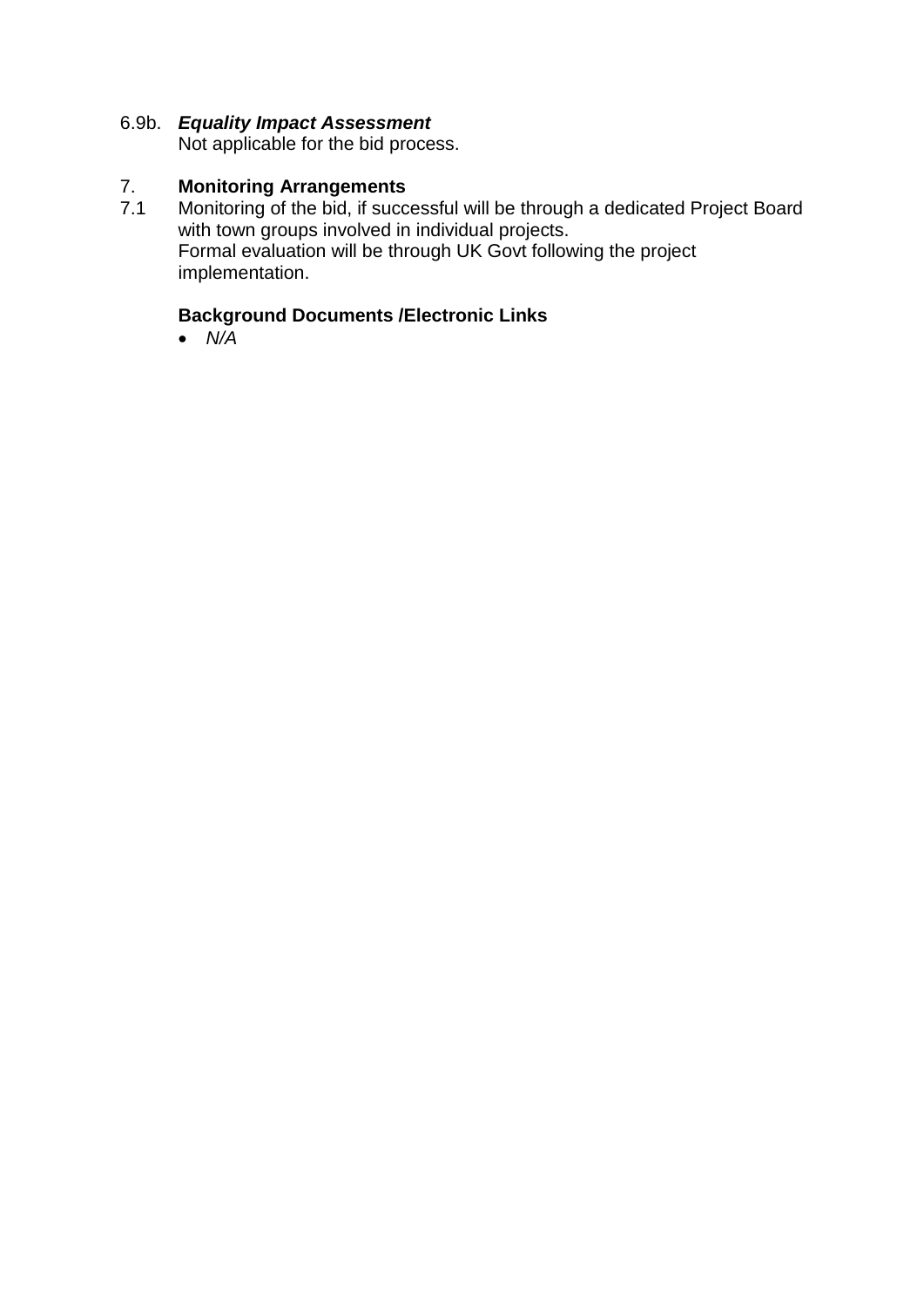6.9b. ***Equality Impact Assessment***
Not applicable for the bid process.

## 7. Monitoring Arrangements

7.1 Monitoring of the bid, if successful will be through a dedicated Project Board with town groups involved in individual projects.
Formal evaluation will be through UK Govt following the project implementation.

**Background Documents /Electronic Links**

- *N/A*